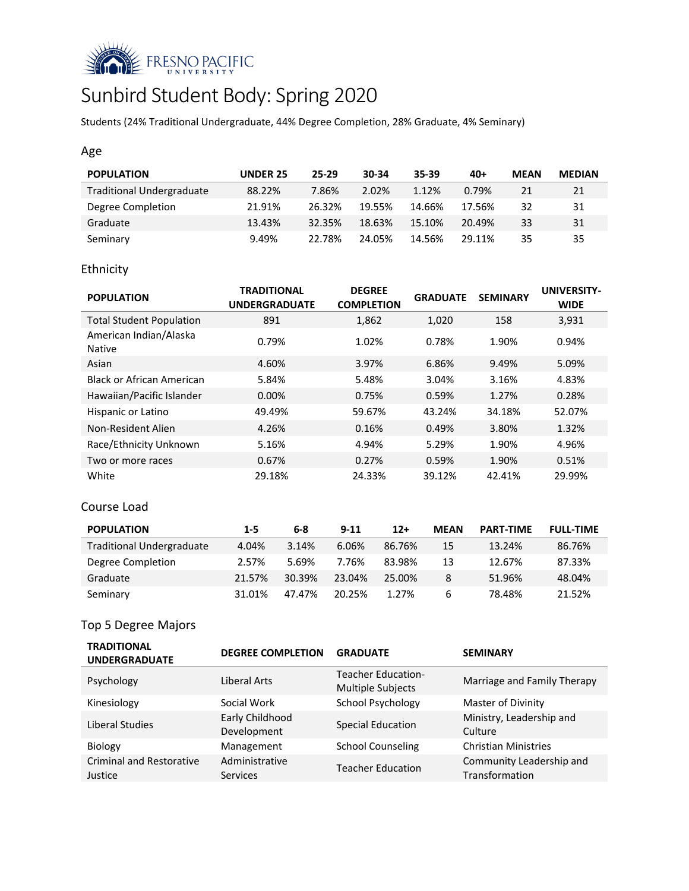# Sunbird Student Body: Spring 2020

Students (24% Traditional Undergraduate, 44% Degree Completion, 28% Graduate, 4% Seminary)

## Age

| POPULATION | UNDER 25 | 25-29 | 30-34 | 35-39 | 40+ | MEAN | MEDIAN |
|---|---|---|---|---|---|---|---|
| Traditional Undergraduate | 88.22% | 7.86% | 2.02% | 1.12% | 0.79% | 21 | 21 |
| Degree Completion | 21.91% | 26.32% | 19.55% | 14.66% | 17.56% | 32 | 31 |
| Graduate | 13.43% | 32.35% | 18.63% | 15.10% | 20.49% | 33 | 31 |
| Seminary | 9.49% | 22.78% | 24.05% | 14.56% | 29.11% | 35 | 35 |

## Ethnicity

| POPULATION | TRADITIONAL UNDERGRADUATE | DEGREE COMPLETION | GRADUATE | SEMINARY | UNIVERSITY-WIDE |
|---|---|---|---|---|---|
| Total Student Population | 891 | 1,862 | 1,020 | 158 | 3,931 |
| American Indian/Alaska Native | 0.79% | 1.02% | 0.78% | 1.90% | 0.94% |
| Asian | 4.60% | 3.97% | 6.86% | 9.49% | 5.09% |
| Black or African American | 5.84% | 5.48% | 3.04% | 3.16% | 4.83% |
| Hawaiian/Pacific Islander | 0.00% | 0.75% | 0.59% | 1.27% | 0.28% |
| Hispanic or Latino | 49.49% | 59.67% | 43.24% | 34.18% | 52.07% |
| Non-Resident Alien | 4.26% | 0.16% | 0.49% | 3.80% | 1.32% |
| Race/Ethnicity Unknown | 5.16% | 4.94% | 5.29% | 1.90% | 4.96% |
| Two or more races | 0.67% | 0.27% | 0.59% | 1.90% | 0.51% |
| White | 29.18% | 24.33% | 39.12% | 42.41% | 29.99% |

## Course Load

| POPULATION | 1-5 | 6-8 | 9-11 | 12+ | MEAN | PART-TIME | FULL-TIME |
|---|---|---|---|---|---|---|---|
| Traditional Undergraduate | 4.04% | 3.14% | 6.06% | 86.76% | 15 | 13.24% | 86.76% |
| Degree Completion | 2.57% | 5.69% | 7.76% | 83.98% | 13 | 12.67% | 87.33% |
| Graduate | 21.57% | 30.39% | 23.04% | 25.00% | 8 | 51.96% | 48.04% |
| Seminary | 31.01% | 47.47% | 20.25% | 1.27% | 6 | 78.48% | 21.52% |

## Top 5 Degree Majors

| TRADITIONAL UNDERGRADUATE | DEGREE COMPLETION | GRADUATE | SEMINARY |
|---|---|---|---|
| Psychology | Liberal Arts | Teacher Education-Multiple Subjects | Marriage and Family Therapy |
| Kinesiology | Social Work | School Psychology | Master of Divinity |
| Liberal Studies | Early Childhood Development | Special Education | Ministry, Leadership and Culture |
| Biology | Management | School Counseling | Christian Ministries |
| Criminal and Restorative Justice | Administrative Services | Teacher Education | Community Leadership and Transformation |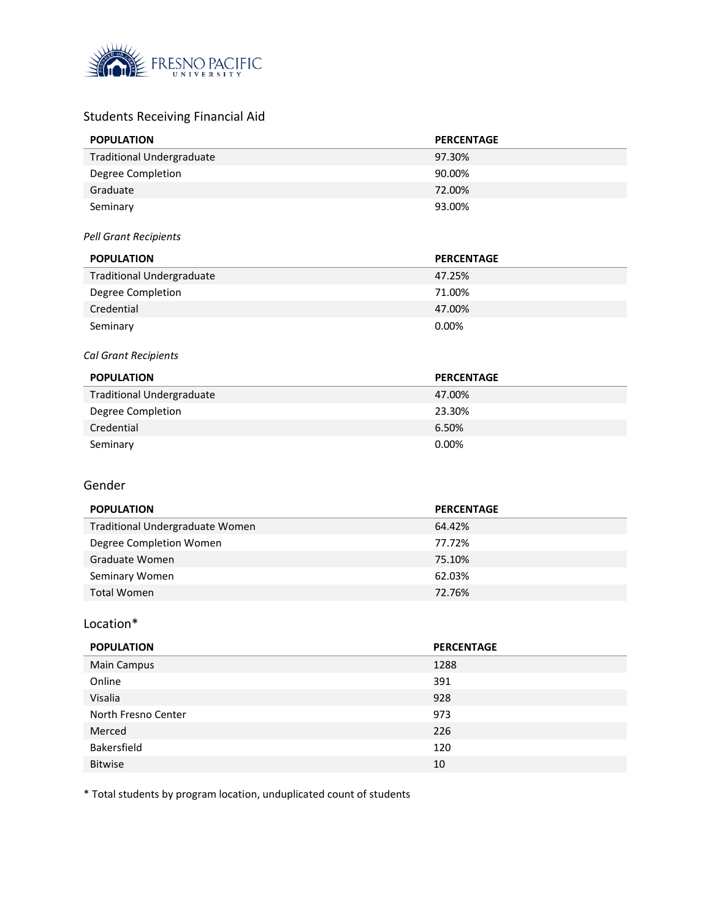## Students Receiving Financial Aid

| POPULATION | PERCENTAGE |
|---|---|
| Traditional Undergraduate | 97.30% |
| Degree Completion | 90.00% |
| Graduate | 72.00% |
| Seminary | 93.00% |

*Pell Grant Recipients*

| POPULATION | PERCENTAGE |
|---|---|
| Traditional Undergraduate | 47.25% |
| Degree Completion | 71.00% |
| Credential | 47.00% |
| Seminary | 0.00% |

*Cal Grant Recipients*

| POPULATION | PERCENTAGE |
|---|---|
| Traditional Undergraduate | 47.00% |
| Degree Completion | 23.30% |
| Credential | 6.50% |
| Seminary | 0.00% |

## Gender

| POPULATION | PERCENTAGE |
|---|---|
| Traditional Undergraduate Women | 64.42% |
| Degree Completion Women | 77.72% |
| Graduate Women | 75.10% |
| Seminary Women | 62.03% |
| Total Women | 72.76% |

## Location*

| POPULATION | PERCENTAGE |
|---|---|
| Main Campus | 1288 |
| Online | 391 |
| Visalia | 928 |
| North Fresno Center | 973 |
| Merced | 226 |
| Bakersfield | 120 |
| Bitwise | 10 |

* Total students by program location, unduplicated count of students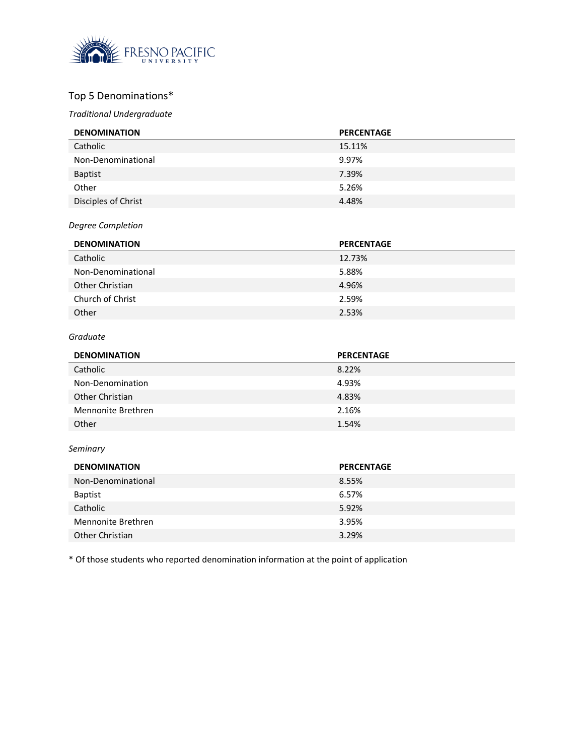## Top 5 Denominations*

*Traditional Undergraduate*

| DENOMINATION | PERCENTAGE |
|---|---|
| Catholic | 15.11% |
| Non-Denominational | 9.97% |
| Baptist | 7.39% |
| Other | 5.26% |
| Disciples of Christ | 4.48% |

*Degree Completion*

| DENOMINATION | PERCENTAGE |
|---|---|
| Catholic | 12.73% |
| Non-Denominational | 5.88% |
| Other Christian | 4.96% |
| Church of Christ | 2.59% |
| Other | 2.53% |

*Graduate*

| DENOMINATION | PERCENTAGE |
|---|---|
| Catholic | 8.22% |
| Non-Denomination | 4.93% |
| Other Christian | 4.83% |
| Mennonite Brethren | 2.16% |
| Other | 1.54% |

*Seminary*

| DENOMINATION | PERCENTAGE |
|---|---|
| Non-Denominational | 8.55% |
| Baptist | 6.57% |
| Catholic | 5.92% |
| Mennonite Brethren | 3.95% |
| Other Christian | 3.29% |

* Of those students who reported denomination information at the point of application